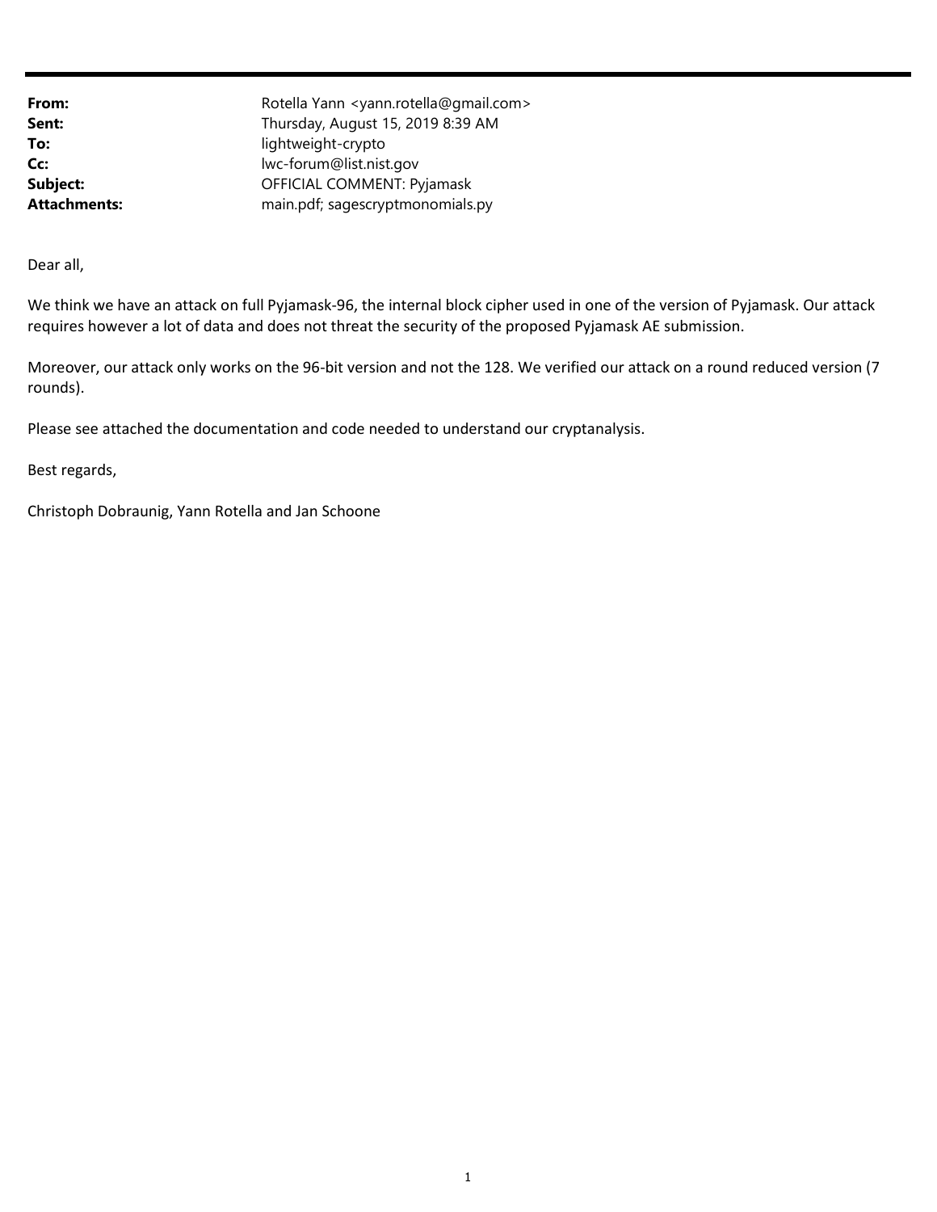| | |
|---|---|
| **From:** | Rotella Yann <yann.rotella@gmail.com> |
| **Sent:** | Thursday, August 15, 2019 8:39 AM |
| **To:** | lightweight-crypto |
| **Cc:** | lwc-forum@list.nist.gov |
| **Subject:** | OFFICIAL COMMENT: Pyjamask |
| **Attachments:** | main.pdf; sagescryptmonomials.py |

Dear all,

We think we have an attack on full Pyjamask-96, the internal block cipher used in one of the version of Pyjamask. Our attack requires however a lot of data and does not threat the security of the proposed Pyjamask AE submission.

Moreover, our attack only works on the 96-bit version and not the 128. We verified our attack on a round reduced version (7 rounds).

Please see attached the documentation and code needed to understand our cryptanalysis.

Best regards,

Christoph Dobraunig, Yann Rotella and Jan Schoone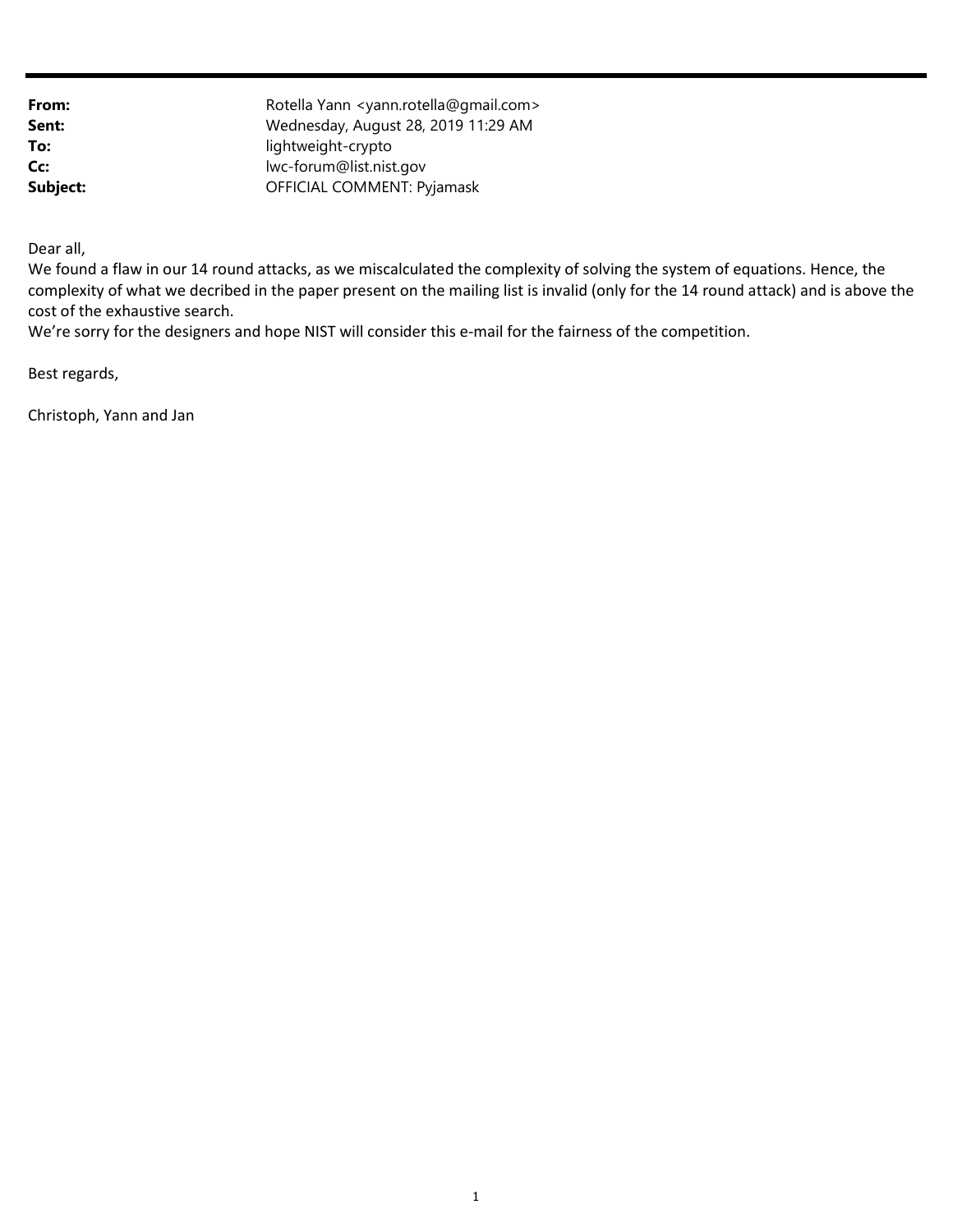**From:** Rotella Yann <yann.rotella@gmail.com>
**Sent:** Wednesday, August 28, 2019 11:29 AM
**To:** lightweight-crypto
**Cc:** lwc-forum@list.nist.gov
**Subject:** OFFICIAL COMMENT: Pyjamask

Dear all,

We found a flaw in our 14 round attacks, as we miscalculated the complexity of solving the system of equations. Hence, the complexity of what we decribed in the paper present on the mailing list is invalid (only for the 14 round attack) and is above the cost of the exhaustive search.

We're sorry for the designers and hope NIST will consider this e-mail for the fairness of the competition.

Best regards,

Christoph, Yann and Jan